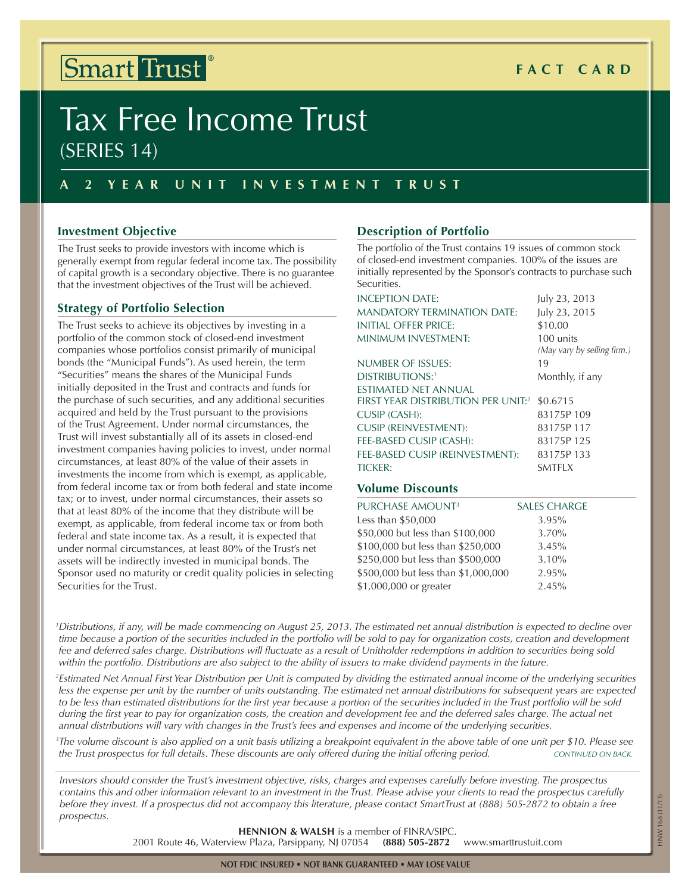Smart Trust®

**FACT CARD**

# Tax Free Income Trust
(SERIES 14)

**A 2 YEAR UNIT INVESTMENT TRUST**

## Investment Objective

The Trust seeks to provide investors with income which is generally exempt from regular federal income tax. The possibility of capital growth is a secondary objective. There is no guarantee that the investment objectives of the Trust will be achieved.

## Strategy of Portfolio Selection

The Trust seeks to achieve its objectives by investing in a portfolio of the common stock of closed-end investment companies whose portfolios consist primarily of municipal bonds (the "Municipal Funds"). As used herein, the term "Securities" means the shares of the Municipal Funds initially deposited in the Trust and contracts and funds for the purchase of such securities, and any additional securities acquired and held by the Trust pursuant to the provisions of the Trust Agreement. Under normal circumstances, the Trust will invest substantially all of its assets in closed-end investment companies having policies to invest, under normal circumstances, at least 80% of the value of their assets in investments the income from which is exempt, as applicable, from federal income tax or from both federal and state income tax; or to invest, under normal circumstances, their assets so that at least 80% of the income that they distribute will be exempt, as applicable, from federal income tax or from both federal and state income tax. As a result, it is expected that under normal circumstances, at least 80% of the Trust's net assets will be indirectly invested in municipal bonds. The Sponsor used no maturity or credit quality policies in selecting Securities for the Trust.

## Description of Portfolio

The portfolio of the Trust contains 19 issues of common stock of closed-end investment companies. 100% of the issues are initially represented by the Sponsor's contracts to purchase such Securities.

| | |
|---|---|
| INCEPTION DATE: | July 23, 2013 |
| MANDATORY TERMINATION DATE: | July 23, 2015 |
| INITIAL OFFER PRICE: | $10.00 |
| MINIMUM INVESTMENT: | 100 units *(May vary by selling firm.)* |
| NUMBER OF ISSUES: | 19 |
| DISTRIBUTIONS:[1] | Monthly, if any |
| ESTIMATED NET ANNUAL FIRST YEAR DISTRIBUTION PER UNIT:[2] | $0.6715 |
| CUSIP (CASH): | 83175P 109 |
| CUSIP (REINVESTMENT): | 83175P 117 |
| FEE-BASED CUSIP (CASH): | 83175P 125 |
| FEE-BASED CUSIP (REINVESTMENT): | 83175P 133 |
| TICKER: | SMTFLX |

## Volume Discounts

| PURCHASE AMOUNT[3] | SALES CHARGE |
|---|---|
| Less than $50,000 | 3.95% |
| $50,000 but less than $100,000 | 3.70% |
| $100,000 but less than $250,000 | 3.45% |
| $250,000 but less than $500,000 | 3.10% |
| $500,000 but less than $1,000,000 | 2.95% |
| $1,000,000 or greater | 2.45% |

*[1]Distributions, if any, will be made commencing on August 25, 2013. The estimated net annual distribution is expected to decline over time because a portion of the securities included in the portfolio will be sold to pay for organization costs, creation and development fee and deferred sales charge. Distributions will fluctuate as a result of Unitholder redemptions in addition to securities being sold within the portfolio. Distributions are also subject to the ability of issuers to make dividend payments in the future.*

*[2]Estimated Net Annual First Year Distribution per Unit is computed by dividing the estimated annual income of the underlying securities less the expense per unit by the number of units outstanding. The estimated net annual distributions for subsequent years are expected to be less than estimated distributions for the first year because a portion of the securities included in the Trust portfolio will be sold during the first year to pay for organization costs, the creation and development fee and the deferred sales charge. The actual net annual distributions will vary with changes in the Trust's fees and expenses and income of the underlying securities.*

*[3]The volume discount is also applied on a unit basis utilizing a breakpoint equivalent in the above table of one unit per $10. Please see the Trust prospectus for full details. These discounts are only offered during the initial offering period.* *CONTINUED ON BACK.*

*Investors should consider the Trust's investment objective, risks, charges and expenses carefully before investing. The prospectus contains this and other information relevant to an investment in the Trust. Please advise your clients to read the prospectus carefully before they invest. If a prospectus did not accompany this literature, please contact SmartTrust at (888) 505-2872 to obtain a free prospectus.*

**HENNION & WALSH** is a member of FINRA/SIPC.
2001 Route 46, Waterview Plaza, Parsippany, NJ 07054 **(888) 505-2872** www.smarttrustuit.com

HNW 168 (11/13)

**NOT FDIC INSURED • NOT BANK GUARANTEED • MAY LOSE VALUE**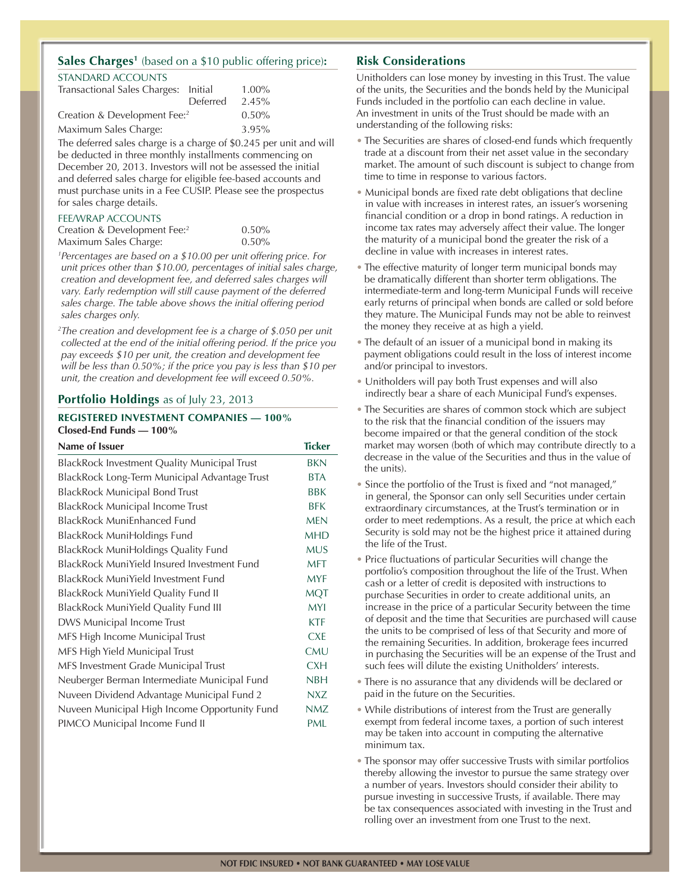## Sales Charges[1] (based on a $10 public offering price):

STANDARD ACCOUNTS

| | | |
|---|---|---|
| Transactional Sales Charges: | Initial | 1.00% |
| | Deferred | 2.45% |
| Creation & Development Fee:[2] | | 0.50% |
| Maximum Sales Charge: | | 3.95% |

The deferred sales charge is a charge of $0.245 per unit and will be deducted in three monthly installments commencing on December 20, 2013. Investors will not be assessed the initial and deferred sales charge for eligible fee-based accounts and must purchase units in a Fee CUSIP. Please see the prospectus for sales charge details.

FEE/WRAP ACCOUNTS

| | |
|---|---|
| Creation & Development Fee:[2] | 0.50% |
| Maximum Sales Charge: | 0.50% |

*[1]Percentages are based on a $10.00 per unit offering price. For unit prices other than $10.00, percentages of initial sales charge, creation and development fee, and deferred sales charges will vary. Early redemption will still cause payment of the deferred sales charge. The table above shows the initial offering period sales charges only.*

*[2]The creation and development fee is a charge of $.050 per unit collected at the end of the initial offering period. If the price you pay exceeds $10 per unit, the creation and development fee will be less than 0.50%; if the price you pay is less than $10 per unit, the creation and development fee will exceed 0.50%.*

## Portfolio Holdings as of July 23, 2013

**REGISTERED INVESTMENT COMPANIES — 100%**

**Closed-End Funds — 100%**

| Name of Issuer | Ticker |
|---|---|
| BlackRock Investment Quality Municipal Trust | BKN |
| BlackRock Long-Term Municipal Advantage Trust | BTA |
| BlackRock Municipal Bond Trust | BBK |
| BlackRock Municipal Income Trust | BFK |
| BlackRock MuniEnhanced Fund | MEN |
| BlackRock MuniHoldings Fund | MHD |
| BlackRock MuniHoldings Quality Fund | MUS |
| BlackRock MuniYield Insured Investment Fund | MFT |
| BlackRock MuniYield Investment Fund | MYF |
| BlackRock MuniYield Quality Fund II | MQT |
| BlackRock MuniYield Quality Fund III | MYI |
| DWS Municipal Income Trust | KTF |
| MFS High Income Municipal Trust | CXE |
| MFS High Yield Municipal Trust | CMU |
| MFS Investment Grade Municipal Trust | CXH |
| Neuberger Berman Intermediate Municipal Fund | NBH |
| Nuveen Dividend Advantage Municipal Fund 2 | NXZ |
| Nuveen Municipal High Income Opportunity Fund | NMZ |
| PIMCO Municipal Income Fund II | PML |

## Risk Considerations

Unitholders can lose money by investing in this Trust. The value of the units, the Securities and the bonds held by the Municipal Funds included in the portfolio can each decline in value. An investment in units of the Trust should be made with an understanding of the following risks:

- The Securities are shares of closed-end funds which frequently trade at a discount from their net asset value in the secondary market. The amount of such discount is subject to change from time to time in response to various factors.
- Municipal bonds are fixed rate debt obligations that decline in value with increases in interest rates, an issuer's worsening financial condition or a drop in bond ratings. A reduction in income tax rates may adversely affect their value. The longer the maturity of a municipal bond the greater the risk of a decline in value with increases in interest rates.
- The effective maturity of longer term municipal bonds may be dramatically different than shorter term obligations. The intermediate-term and long-term Municipal Funds will receive early returns of principal when bonds are called or sold before they mature. The Municipal Funds may not be able to reinvest the money they receive at as high a yield.
- The default of an issuer of a municipal bond in making its payment obligations could result in the loss of interest income and/or principal to investors.
- Unitholders will pay both Trust expenses and will also indirectly bear a share of each Municipal Fund's expenses.
- The Securities are shares of common stock which are subject to the risk that the financial condition of the issuers may become impaired or that the general condition of the stock market may worsen (both of which may contribute directly to a decrease in the value of the Securities and thus in the value of the units).
- Since the portfolio of the Trust is fixed and "not managed," in general, the Sponsor can only sell Securities under certain extraordinary circumstances, at the Trust's termination or in order to meet redemptions. As a result, the price at which each Security is sold may not be the highest price it attained during the life of the Trust.
- Price fluctuations of particular Securities will change the portfolio's composition throughout the life of the Trust. When cash or a letter of credit is deposited with instructions to purchase Securities in order to create additional units, an increase in the price of a particular Security between the time of deposit and the time that Securities are purchased will cause the units to be comprised of less of that Security and more of the remaining Securities. In addition, brokerage fees incurred in purchasing the Securities will be an expense of the Trust and such fees will dilute the existing Unitholders' interests.
- There is no assurance that any dividends will be declared or paid in the future on the Securities.
- While distributions of interest from the Trust are generally exempt from federal income taxes, a portion of such interest may be taken into account in computing the alternative minimum tax.
- The sponsor may offer successive Trusts with similar portfolios thereby allowing the investor to pursue the same strategy over a number of years. Investors should consider their ability to pursue investing in successive Trusts, if available. There may be tax consequences associated with investing in the Trust and rolling over an investment from one Trust to the next.

**NOT FDIC INSURED • NOT BANK GUARANTEED • MAY LOSE VALUE**